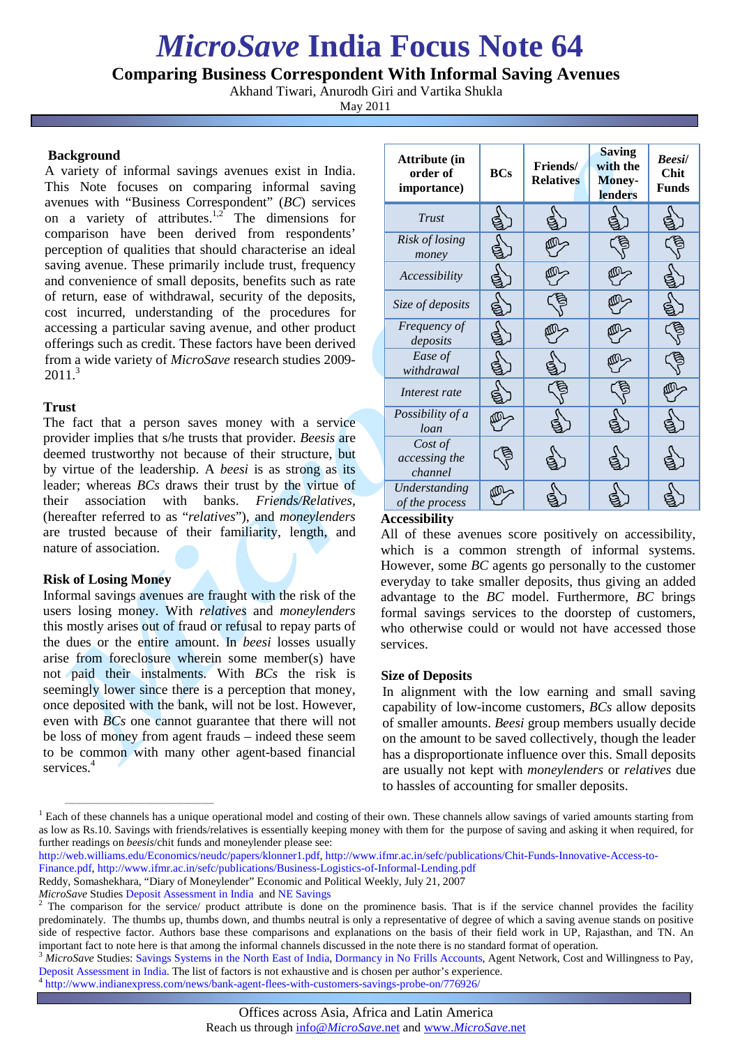# *MicroSave* India Focus Note 64

## Comparing Business Correspondent With Informal Saving Avenues

Akhand Tiwari, Anurodh Giri and Vartika Shukla

May 2011

### Background

A variety of informal savings avenues exist in India. This Note focuses on comparing informal saving avenues with "Business Correspondent" (*BC*) services on a variety of attributes.[1,2] The dimensions for comparison have been derived from respondents' perception of qualities that should characterise an ideal saving avenue. These primarily include trust, frequency and convenience of small deposits, benefits such as rate of return, ease of withdrawal, security of the deposits, cost incurred, understanding of the procedures for accessing a particular saving avenue, and other product offerings such as credit. These factors have been derived from a wide variety of *MicroSave* research studies 2009-2011.[3]

### Trust

The fact that a person saves money with a service provider implies that s/he trusts that provider. *Beesis* are deemed trustworthy not because of their structure, but by virtue of the leadership. A *beesi* is as strong as its leader; whereas *BCs* draws their trust by the virtue of their association with banks. *Friends/Relatives*, (hereafter referred to as "*relatives*"), and *moneylenders* are trusted because of their familiarity, length, and nature of association.

### Risk of Losing Money

Informal savings avenues are fraught with the risk of the users losing money. With *relatives* and *moneylenders* this mostly arises out of fraud or refusal to repay parts of the dues or the entire amount. In *beesi* losses usually arise from foreclosure wherein some member(s) have not paid their instalments. With *BCs* the risk is seemingly lower since there is a perception that money, once deposited with the bank, will not be lost. However, even with *BCs* one cannot guarantee that there will not be loss of money from agent frauds – indeed these seem to be common with many other agent-based financial services.[4]

| Attribute (in order of importance) | BCs | Friends/ Relatives | Saving with the Money-lenders | *Beesi*/ Chit Funds |
|---|---|---|---|---|
| *Trust* | Thumbs up | Thumbs up | Thumbs up | Thumbs up |
| *Risk of losing money* | Thumbs up | Thumbs neutral | Thumbs down | Thumbs down |
| *Accessibility* | Thumbs up | Thumbs neutral | Thumbs neutral | Thumbs up |
| *Size of deposits* | Thumbs up | Thumbs down | Thumbs neutral | Thumbs up |
| *Frequency of deposits* | Thumbs up | Thumbs neutral | Thumbs neutral | Thumbs down |
| *Ease of withdrawal* | Thumbs up | Thumbs up | Thumbs neutral | Thumbs down |
| *Interest rate* | Thumbs up | Thumbs down | Thumbs down | Thumbs neutral |
| *Possibility of a loan* | Thumbs neutral | Thumbs up | Thumbs up | Thumbs up |
| *Cost of accessing the channel* | Thumbs down | Thumbs up | Thumbs up | Thumbs up |
| *Understanding of the process* | Thumbs neutral | Thumbs up | Thumbs up | Thumbs up |

### Accessibility

All of these avenues score positively on accessibility, which is a common strength of informal systems. However, some *BC* agents go personally to the customer everyday to take smaller deposits, thus giving an added advantage to the *BC* model. Furthermore, *BC* brings formal savings services to the doorstep of customers, who otherwise could or would not have accessed those services.

### Size of Deposits

In alignment with the low earning and small saving capability of low-income customers, *BCs* allow deposits of smaller amounts. *Beesi* group members usually decide on the amount to be saved collectively, though the leader has a disproportionate influence over this. Small deposits are usually not kept with *moneylenders* or *relatives* due to hassles of accounting for smaller deposits.

---

[1] Each of these channels has a unique operational model and costing of their own. These channels allow savings of varied amounts starting from as low as Rs.10. Savings with friends/relatives is essentially keeping money with them for the purpose of saving and asking it when required, for further readings on *beesis*/chit funds and moneylender please see: http://web.williams.edu/Economics/neudc/papers/klonner1.pdf, http://www.ifmr.ac.in/sefc/publications/Chit-Funds-Innovative-Access-to-Finance.pdf, http://www.ifmr.ac.in/sefc/publications/Business-Logistics-of-Informal-Lending.pdf
Reddy, Somashekhara, "Diary of Moneylender" Economic and Political Weekly, July 21, 2007
*MicroSave* Studies Deposit Assessment in India and NE Savings

[2] The comparison for the service/ product attribute is done on the prominence basis. That is if the service channel provides the facility predominately. The thumbs up, thumbs down, and thumbs neutral is only a representative of degree of which a saving avenue stands on positive side of respective factor. Authors base these comparisons and explanations on the basis of their field work in UP, Rajasthan, and TN. An important fact to note here is that among the informal channels discussed in the note there is no standard format of operation.

[3] *MicroSave* Studies: Savings Systems in the North East of India, Dormancy in No Frills Accounts, Agent Network, Cost and Willingness to Pay, Deposit Assessment in India. The list of factors is not exhaustive and is chosen per author's experience.

[4] http://www.indianexpress.com/news/bank-agent-flees-with-customers-savings-probe-on/776926/

Offices across Asia, Africa and Latin America
Reach us through info@*MicroSave*.net and www.*MicroSave*.net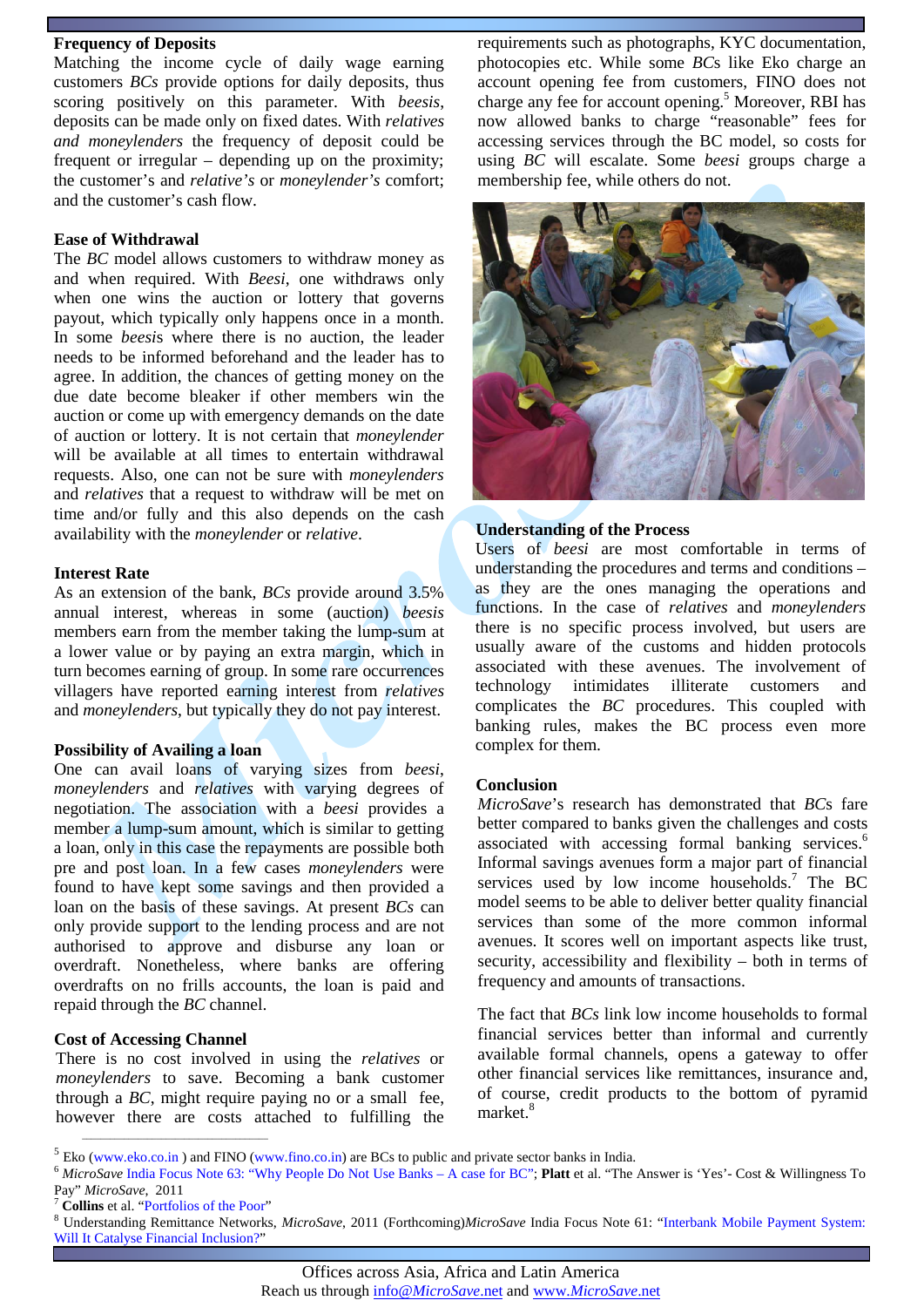**Frequency of Deposits**

Matching the income cycle of daily wage earning customers *BCs* provide options for daily deposits, thus scoring positively on this parameter. With *beesis*, deposits can be made only on fixed dates. With *relatives and moneylenders* the frequency of deposit could be frequent or irregular – depending up on the proximity; the customer's and *relative's* or *moneylender's* comfort; and the customer's cash flow.

**Ease of Withdrawal**

The *BC* model allows customers to withdraw money as and when required. With *Beesi*, one withdraws only when one wins the auction or lottery that governs payout, which typically only happens once in a month. In some *beesi*s where there is no auction, the leader needs to be informed beforehand and the leader has to agree. In addition, the chances of getting money on the due date become bleaker if other members win the auction or come up with emergency demands on the date of auction or lottery. It is not certain that *moneylender* will be available at all times to entertain withdrawal requests. Also, one can not be sure with *moneylenders* and *relatives* that a request to withdraw will be met on time and/or fully and this also depends on the cash availability with the *moneylender* or *relative*.

**Interest Rate**

As an extension of the bank, *BCs* provide around 3.5% annual interest, whereas in some (auction) *beesis* members earn from the member taking the lump-sum at a lower value or by paying an extra margin, which in turn becomes earning of group. In some rare occurrences villagers have reported earning interest from *relatives* and *moneylenders*, but typically they do not pay interest.

**Possibility of Availing a loan**

One can avail loans of varying sizes from *beesi*, *moneylenders* and *relatives* with varying degrees of negotiation. The association with a *beesi* provides a member a lump-sum amount, which is similar to getting a loan, only in this case the repayments are possible both pre and post loan. In a few cases *moneylenders* were found to have kept some savings and then provided a loan on the basis of these savings. At present *BCs* can only provide support to the lending process and are not authorised to approve and disburse any loan or overdraft. Nonetheless, where banks are offering overdrafts on no frills accounts, the loan is paid and repaid through the *BC* channel.

**Cost of Accessing Channel**

There is no cost involved in using the *relatives* or *moneylenders* to save. Becoming a bank customer through a *BC*, might require paying no or a small fee, however there are costs attached to fulfilling the requirements such as photographs, KYC documentation, photocopies etc. While some *BCs* like Eko charge an account opening fee from customers, FINO does not charge any fee for account opening.[5] Moreover, RBI has now allowed banks to charge "reasonable" fees for accessing services through the BC model, so costs for using *BC* will escalate. Some *beesi* groups charge a membership fee, while others do not.

**Understanding of the Process**

Users of *beesi* are most comfortable in terms of understanding the procedures and terms and conditions – as they are the ones managing the operations and functions. In the case of *relatives* and *moneylenders* there is no specific process involved, but users are usually aware of the customs and hidden protocols associated with these avenues. The involvement of technology intimidates illiterate customers and complicates the *BC* procedures. This coupled with banking rules, makes the BC process even more complex for them.

**Conclusion**

*MicroSave*'s research has demonstrated that *BCs* fare better compared to banks given the challenges and costs associated with accessing formal banking services.[6] Informal savings avenues form a major part of financial services used by low income households.[7] The BC model seems to be able to deliver better quality financial services than some of the more common informal avenues. It scores well on important aspects like trust, security, accessibility and flexibility – both in terms of frequency and amounts of transactions.

The fact that *BCs* link low income households to formal financial services better than informal and currently available formal channels, opens a gateway to offer other financial services like remittances, insurance and, of course, credit products to the bottom of pyramid market.[8]

---

[5] Eko (www.eko.co.in ) and FINO (www.fino.co.in) are BCs to public and private sector banks in India.

[6] *MicroSave* India Focus Note 63: "Why People Do Not Use Banks – A case for BC"; **Platt** et al. "The Answer is 'Yes'- Cost & Willingness To Pay" *MicroSave*, 2011

[7] **Collins** et al. "Portfolios of the Poor"

[8] Understanding Remittance Networks, *MicroSave*, 2011 (Forthcoming)*MicroSave* India Focus Note 61: "Interbank Mobile Payment System: Will It Catalyse Financial Inclusion?"

Offices across Asia, Africa and Latin America
Reach us through info@*MicroSave*.net and www.*MicroSave*.net